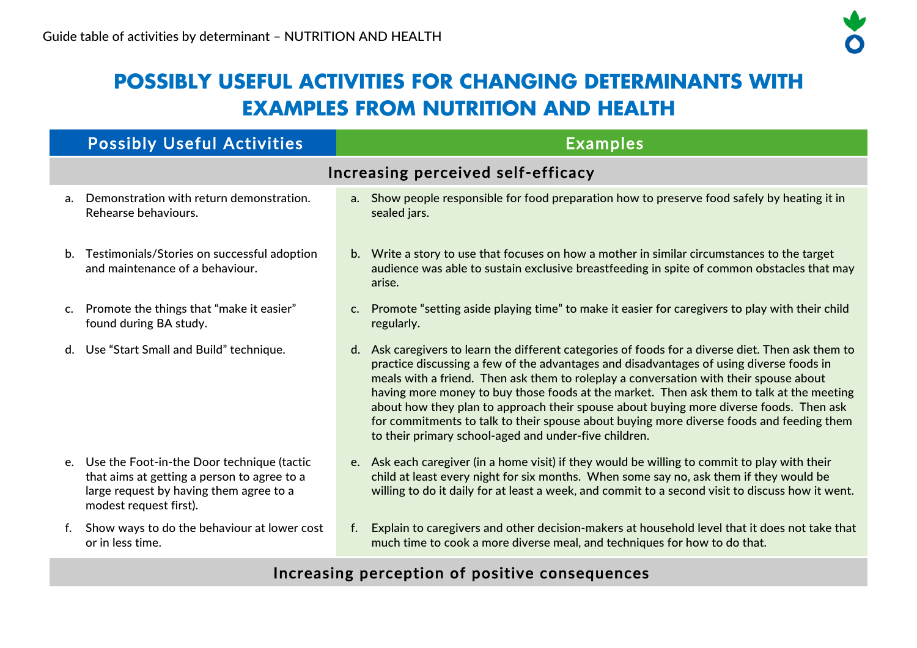# POSSIBLY USEFUL ACTIVITIES FOR CHANGING DETERMINANTS WITH EXAMPLES FROM NUTRITION AND HEALTH

| Possibly Useful Activities | Examples |
|---|---|
| **Increasing perceived self-efficacy** | |
| a. Demonstration with return demonstration. Rehearse behaviours. | a. Show people responsible for food preparation how to preserve food safely by heating it in sealed jars. |
| b. Testimonials/Stories on successful adoption and maintenance of a behaviour. | b. Write a story to use that focuses on how a mother in similar circumstances to the target audience was able to sustain exclusive breastfeeding in spite of common obstacles that may arise. |
| c. Promote the things that "make it easier" found during BA study. | c. Promote "setting aside playing time" to make it easier for caregivers to play with their child regularly. |
| d. Use "Start Small and Build" technique. | d. Ask caregivers to learn the different categories of foods for a diverse diet. Then ask them to practice discussing a few of the advantages and disadvantages of using diverse foods in meals with a friend. Then ask them to roleplay a conversation with their spouse about having more money to buy those foods at the market. Then ask them to talk at the meeting about how they plan to approach their spouse about buying more diverse foods. Then ask for commitments to talk to their spouse about buying more diverse foods and feeding them to their primary school-aged and under-five children. |
| e. Use the Foot-in-the Door technique (tactic that aims at getting a person to agree to a large request by having them agree to a modest request first). | e. Ask each caregiver (in a home visit) if they would be willing to commit to play with their child at least every night for six months. When some say no, ask them if they would be willing to do it daily for at least a week, and commit to a second visit to discuss how it went. |
| f. Show ways to do the behaviour at lower cost or in less time. | f. Explain to caregivers and other decision-makers at household level that it does not take that much time to cook a more diverse meal, and techniques for how to do that. |
| **Increasing perception of positive consequences** | |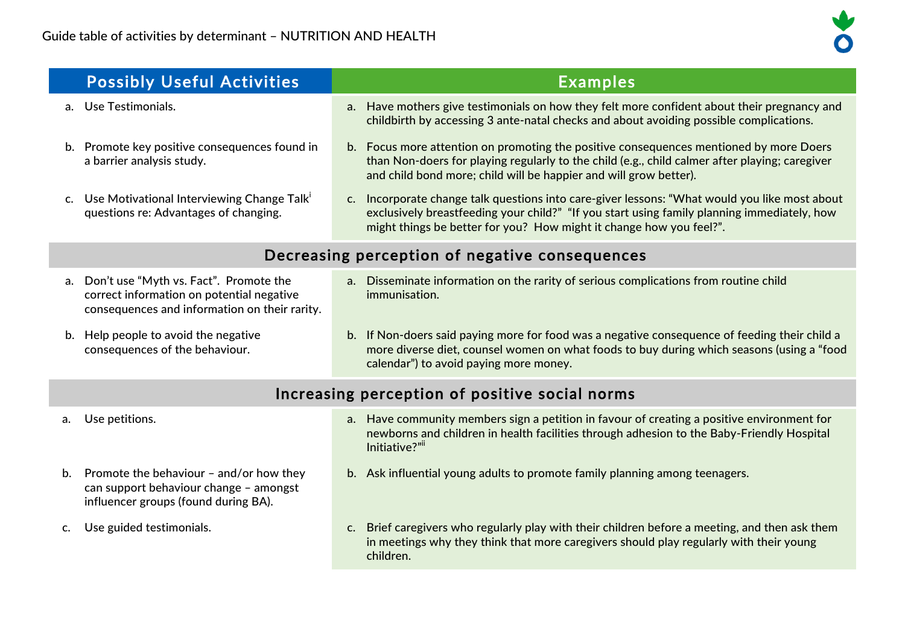Guide table of activities by determinant – NUTRITION AND HEALTH

| Possibly Useful Activities | Examples |
|---|---|
| a. Use Testimonials. | a. Have mothers give testimonials on how they felt more confident about their pregnancy and childbirth by accessing 3 ante-natal checks and about avoiding possible complications. |
| b. Promote key positive consequences found in a barrier analysis study. | b. Focus more attention on promoting the positive consequences mentioned by more Doers than Non-doers for playing regularly to the child (e.g., child calmer after playing; caregiver and child bond more; child will be happier and will grow better). |
| c. Use Motivational Interviewing Change Talk[i] questions re: Advantages of changing. | c. Incorporate change talk questions into care-giver lessons: "What would you like most about exclusively breastfeeding your child?" "If you start using family planning immediately, how might things be better for you? How might it change how you feel?". |
| **Decreasing perception of negative consequences** | |
| a. Don't use "Myth vs. Fact". Promote the correct information on potential negative consequences and information on their rarity. | a. Disseminate information on the rarity of serious complications from routine child immunisation. |
| b. Help people to avoid the negative consequences of the behaviour. | b. If Non-doers said paying more for food was a negative consequence of feeding their child a more diverse diet, counsel women on what foods to buy during which seasons (using a "food calendar") to avoid paying more money. |
| **Increasing perception of positive social norms** | |
| a. Use petitions. | a. Have community members sign a petition in favour of creating a positive environment for newborns and children in health facilities through adhesion to the Baby-Friendly Hospital Initiative?"[ii] |
| b. Promote the behaviour – and/or how they can support behaviour change – amongst influencer groups (found during BA). | b. Ask influential young adults to promote family planning among teenagers. |
| c. Use guided testimonials. | c. Brief caregivers who regularly play with their children before a meeting, and then ask them in meetings why they think that more caregivers should play regularly with their young children. |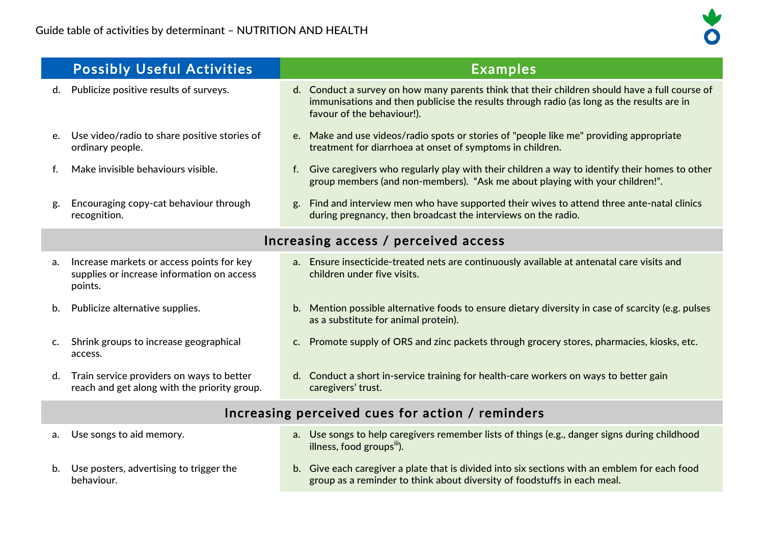Guide table of activities by determinant – NUTRITION AND HEALTH

| Possibly Useful Activities | Examples |
| --- | --- |
| d. Publicize positive results of surveys. | d. Conduct a survey on how many parents think that their children should have a full course of immunisations and then publicise the results through radio (as long as the results are in favour of the behaviour!). |
| e. Use video/radio to share positive stories of ordinary people. | e. Make and use videos/radio spots or stories of "people like me" providing appropriate treatment for diarrhoea at onset of symptoms in children. |
| f. Make invisible behaviours visible. | f. Give caregivers who regularly play with their children a way to identify their homes to other group members (and non-members). "Ask me about playing with your children!". |
| g. Encouraging copy-cat behaviour through recognition. | g. Find and interview men who have supported their wives to attend three ante-natal clinics during pregnancy, then broadcast the interviews on the radio. |
| **Increasing access / perceived access** | |
| a. Increase markets or access points for key supplies or increase information on access points. | a. Ensure insecticide-treated nets are continuously available at antenatal care visits and children under five visits. |
| b. Publicize alternative supplies. | b. Mention possible alternative foods to ensure dietary diversity in case of scarcity (e.g. pulses as a substitute for animal protein). |
| c. Shrink groups to increase geographical access. | c. Promote supply of ORS and zinc packets through grocery stores, pharmacies, kiosks, etc. |
| d. Train service providers on ways to better reach and get along with the priority group. | d. Conduct a short in-service training for health-care workers on ways to better gain caregivers' trust. |
| **Increasing perceived cues for action / reminders** | |
| a. Use songs to aid memory. | a. Use songs to help caregivers remember lists of things (e.g., danger signs during childhood illness, food groups[iii]). |
| b. Use posters, advertising to trigger the behaviour. | b. Give each caregiver a plate that is divided into six sections with an emblem for each food group as a reminder to think about diversity of foodstuffs in each meal. |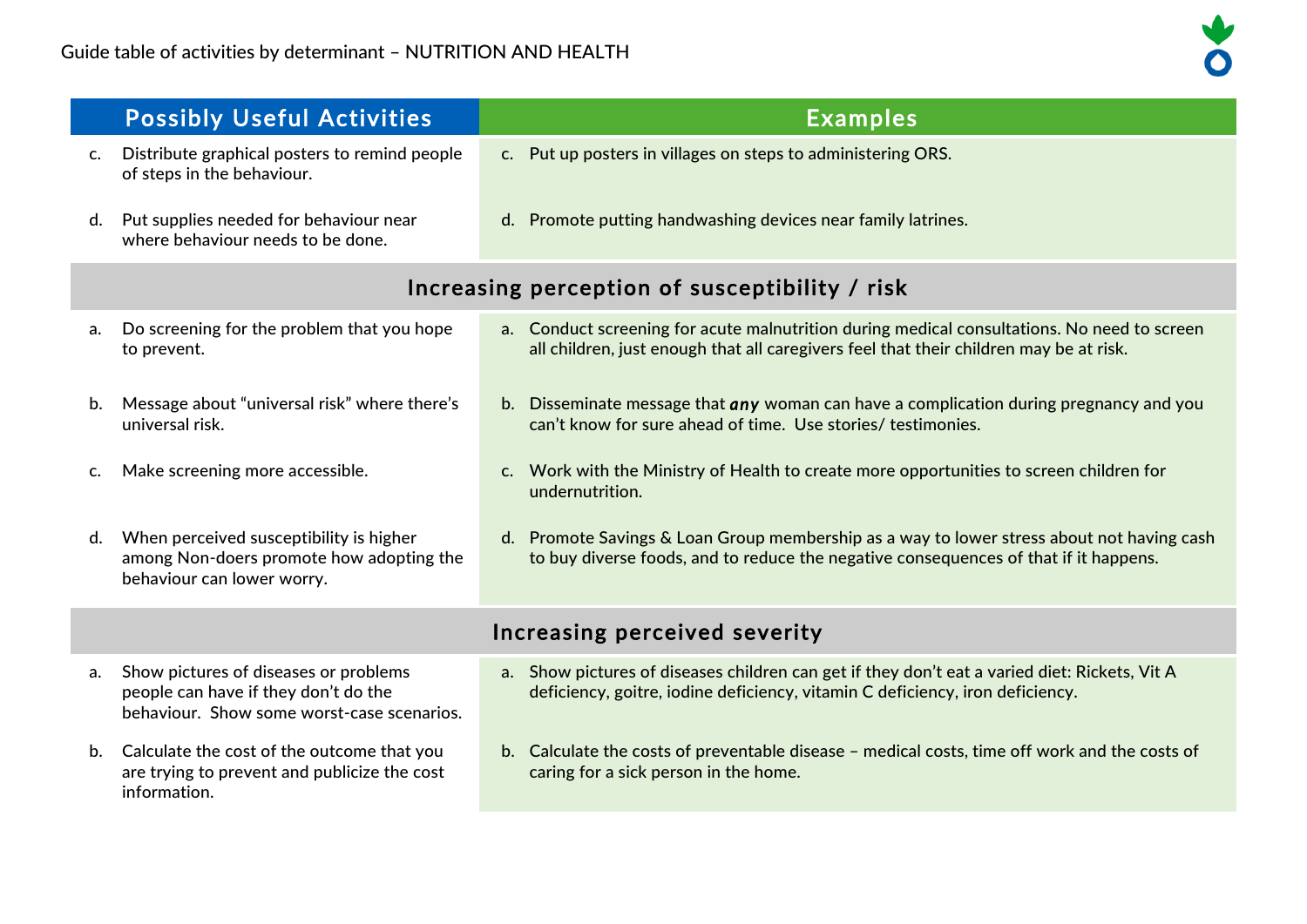Guide table of activities by determinant – NUTRITION AND HEALTH

| Possibly Useful Activities | Examples |
|---|---|
| c. Distribute graphical posters to remind people of steps in the behaviour. | c. Put up posters in villages on steps to administering ORS. |
| d. Put supplies needed for behaviour near where behaviour needs to be done. | d. Promote putting handwashing devices near family latrines. |
| **Increasing perception of susceptibility / risk** | |
| a. Do screening for the problem that you hope to prevent. | a. Conduct screening for acute malnutrition during medical consultations. No need to screen all children, just enough that all caregivers feel that their children may be at risk. |
| b. Message about "universal risk" where there's universal risk. | b. Disseminate message that ***any*** woman can have a complication during pregnancy and you can't know for sure ahead of time. Use stories/ testimonies. |
| c. Make screening more accessible. | c. Work with the Ministry of Health to create more opportunities to screen children for undernutrition. |
| d. When perceived susceptibility is higher among Non-doers promote how adopting the behaviour can lower worry. | d. Promote Savings & Loan Group membership as a way to lower stress about not having cash to buy diverse foods, and to reduce the negative consequences of that if it happens. |
| **Increasing perceived severity** | |
| a. Show pictures of diseases or problems people can have if they don't do the behaviour. Show some worst-case scenarios. | a. Show pictures of diseases children can get if they don't eat a varied diet: Rickets, Vit A deficiency, goitre, iodine deficiency, vitamin C deficiency, iron deficiency. |
| b. Calculate the cost of the outcome that you are trying to prevent and publicize the cost information. | b. Calculate the costs of preventable disease – medical costs, time off work and the costs of caring for a sick person in the home. |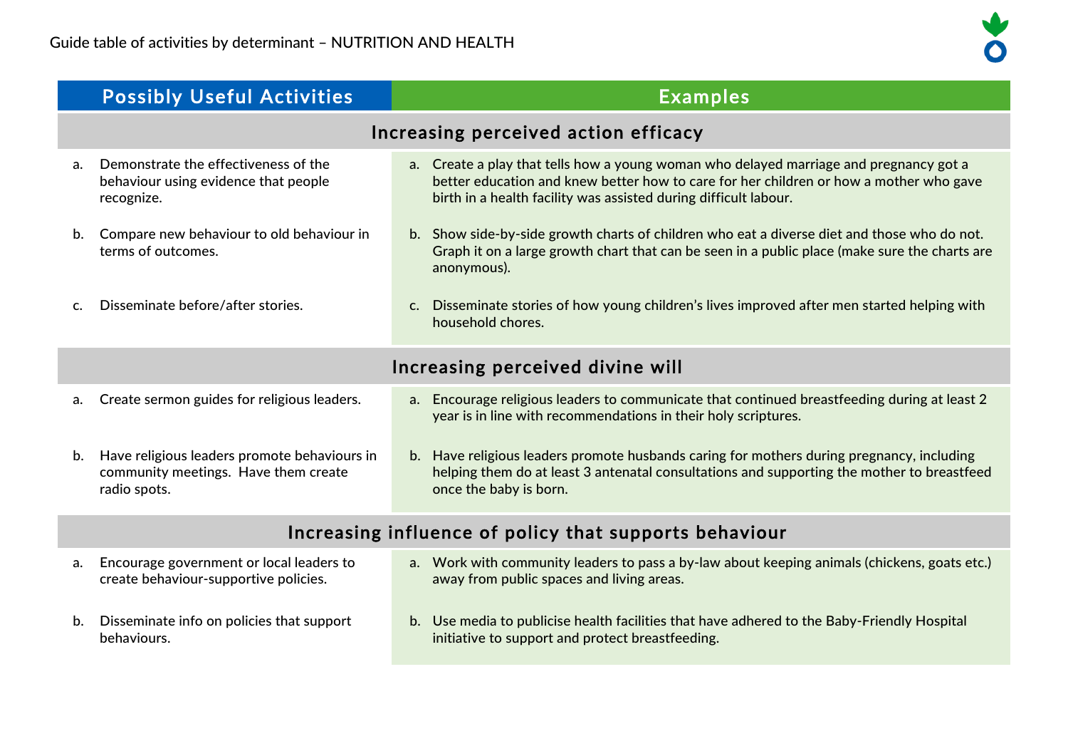Guide table of activities by determinant – NUTRITION AND HEALTH

| Possibly Useful Activities | Examples |
|---|---|
| **Increasing perceived action efficacy** | |
| a. Demonstrate the effectiveness of the behaviour using evidence that people recognize. | a. Create a play that tells how a young woman who delayed marriage and pregnancy got a better education and knew better how to care for her children or how a mother who gave birth in a health facility was assisted during difficult labour. |
| b. Compare new behaviour to old behaviour in terms of outcomes. | b. Show side-by-side growth charts of children who eat a diverse diet and those who do not. Graph it on a large growth chart that can be seen in a public place (make sure the charts are anonymous). |
| c. Disseminate before/after stories. | c. Disseminate stories of how young children's lives improved after men started helping with household chores. |
| **Increasing perceived divine will** | |
| a. Create sermon guides for religious leaders. | a. Encourage religious leaders to communicate that continued breastfeeding during at least 2 year is in line with recommendations in their holy scriptures. |
| b. Have religious leaders promote behaviours in community meetings. Have them create radio spots. | b. Have religious leaders promote husbands caring for mothers during pregnancy, including helping them do at least 3 antenatal consultations and supporting the mother to breastfeed once the baby is born. |
| **Increasing influence of policy that supports behaviour** | |
| a. Encourage government or local leaders to create behaviour-supportive policies. | a. Work with community leaders to pass a by-law about keeping animals (chickens, goats etc.) away from public spaces and living areas. |
| b. Disseminate info on policies that support behaviours. | b. Use media to publicise health facilities that have adhered to the Baby-Friendly Hospital initiative to support and protect breastfeeding. |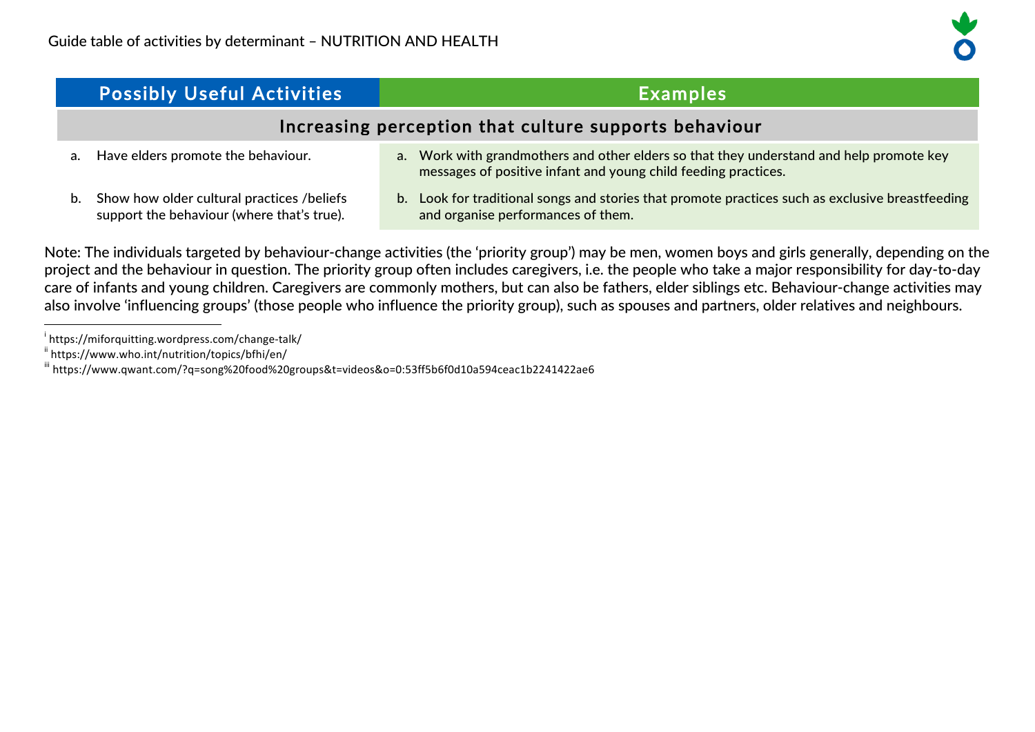| Possibly Useful Activities | Examples |
| --- | --- |
| **Increasing perception that culture supports behaviour** | |
| a. Have elders promote the behaviour. | a. Work with grandmothers and other elders so that they understand and help promote key messages of positive infant and young child feeding practices. |
| b. Show how older cultural practices /beliefs support the behaviour (where that's true). | b. Look for traditional songs and stories that promote practices such as exclusive breastfeeding and organise performances of them. |

Note: The individuals targeted by behaviour-change activities (the 'priority group') may be men, women boys and girls generally, depending on the project and the behaviour in question. The priority group often includes caregivers, i.e. the people who take a major responsibility for day-to-day care of infants and young children. Caregivers are commonly mothers, but can also be fathers, elder siblings etc. Behaviour-change activities may also involve 'influencing groups' (those people who influence the priority group), such as spouses and partners, older relatives and neighbours.

---

[i] https://miforquitting.wordpress.com/change-talk/

[ii] https://www.who.int/nutrition/topics/bfhi/en/

[iii] https://www.qwant.com/?q=song%20food%20groups&t=videos&o=0:53ff5b6f0d10a594ceac1b2241422ae6